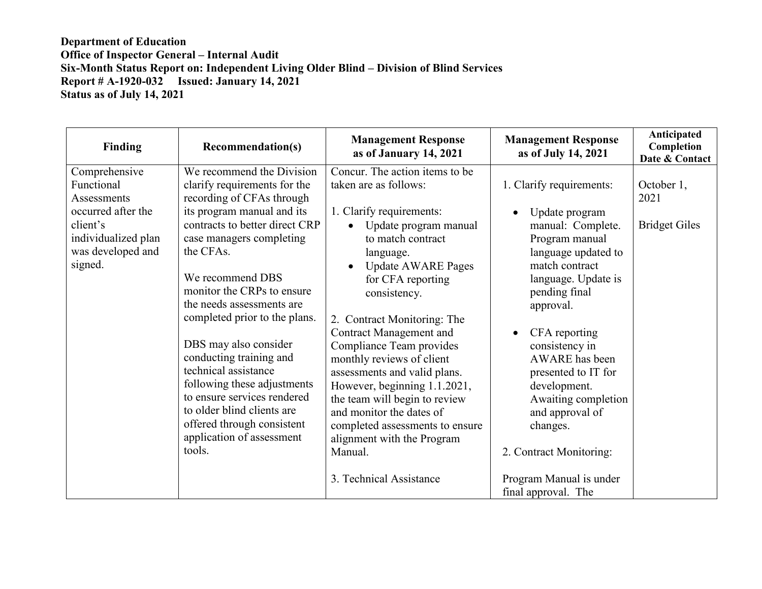**Department of Education**
**Office of Inspector General – Internal Audit**
**Six-Month Status Report on: Independent Living Older Blind – Division of Blind Services**
**Report # A-1920-032 Issued: January 14, 2021**
**Status as of July 14, 2021**

| Finding | Recommendation(s) | Management Response as of January 14, 2021 | Management Response as of July 14, 2021 | Anticipated Completion Date & Contact |
|---|---|---|---|---|
| Comprehensive Functional Assessments occurred after the client's individualized plan was developed and signed. | We recommend the Division clarify requirements for the recording of CFAs through its program manual and its contracts to better direct CRP case managers completing the CFAs.<br><br>We recommend DBS monitor the CRPs to ensure the needs assessments are completed prior to the plans.<br><br>DBS may also consider conducting training and technical assistance following these adjustments to ensure services rendered to older blind clients are offered through consistent application of assessment tools. | Concur. The action items to be taken are as follows:<br><br>1. Clarify requirements:<br>• Update program manual to match contract language.<br>• Update AWARE Pages for CFA reporting consistency.<br><br>2. Contract Monitoring: The Contract Management and Compliance Team provides monthly reviews of client assessments and valid plans. However, beginning 1.1.2021, the team will begin to review and monitor the dates of completed assessments to ensure alignment with the Program Manual.<br><br>3. Technical Assistance | 1. Clarify requirements:<br><br>• Update program manual: Complete. Program manual language updated to match contract language. Update is pending final approval.<br><br>• CFA reporting consistency in AWARE has been presented to IT for development. Awaiting completion and approval of changes.<br><br>2. Contract Monitoring:<br><br>Program Manual is under final approval. The | October 1, 2021<br><br>Bridget Giles |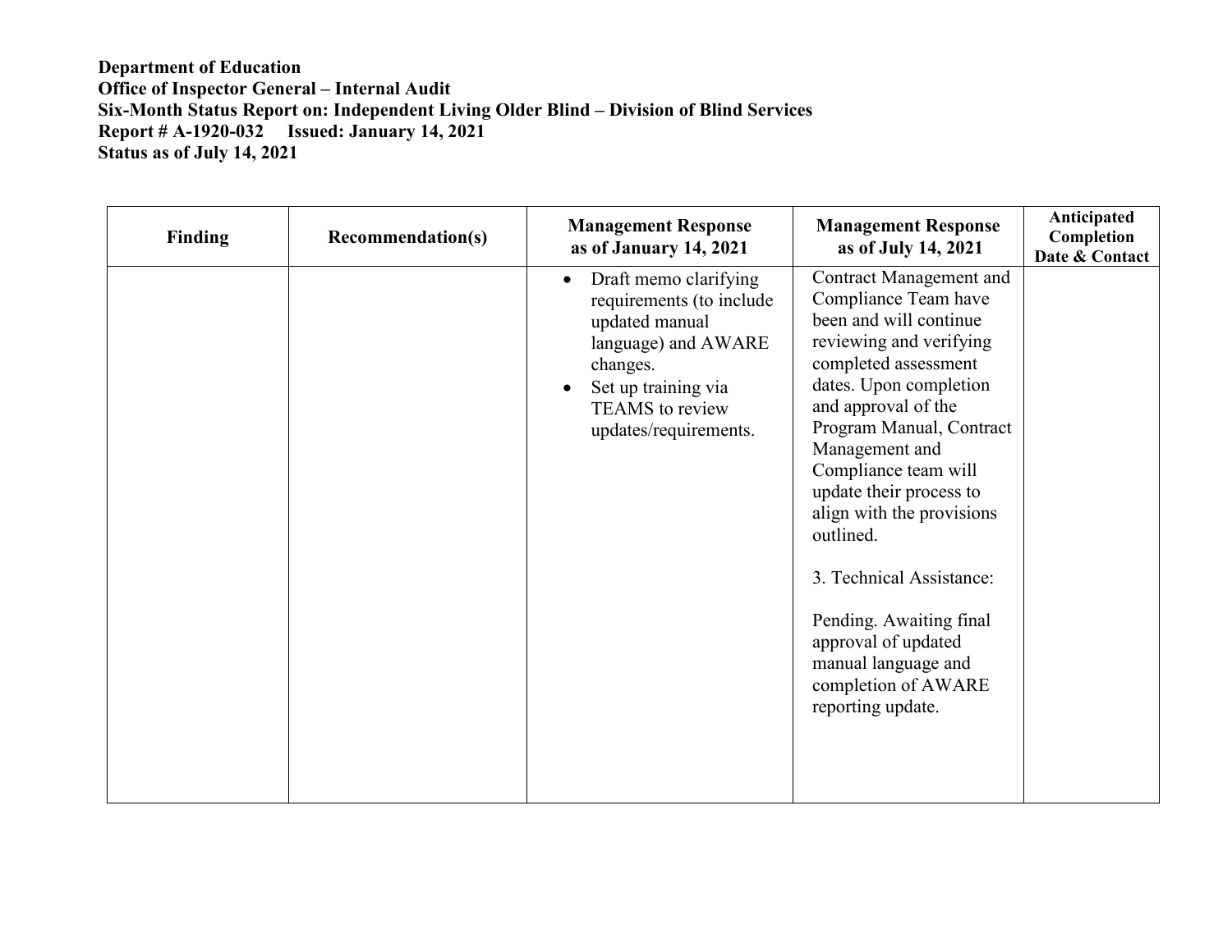**Department of Education**
**Office of Inspector General – Internal Audit**
**Six-Month Status Report on: Independent Living Older Blind – Division of Blind Services**
**Report # A-1920-032 Issued: January 14, 2021**
**Status as of July 14, 2021**

| Finding | Recommendation(s) | Management Response as of January 14, 2021 | Management Response as of July 14, 2021 | Anticipated Completion Date & Contact |
|---|---|---|---|---|
| | | • Draft memo clarifying requirements (to include updated manual language) and AWARE changes.<br>• Set up training via TEAMS to review updates/requirements. | Contract Management and Compliance Team have been and will continue reviewing and verifying completed assessment dates. Upon completion and approval of the Program Manual, Contract Management and Compliance team will update their process to align with the provisions outlined.<br><br>3. Technical Assistance:<br><br>Pending. Awaiting final approval of updated manual language and completion of AWARE reporting update. | |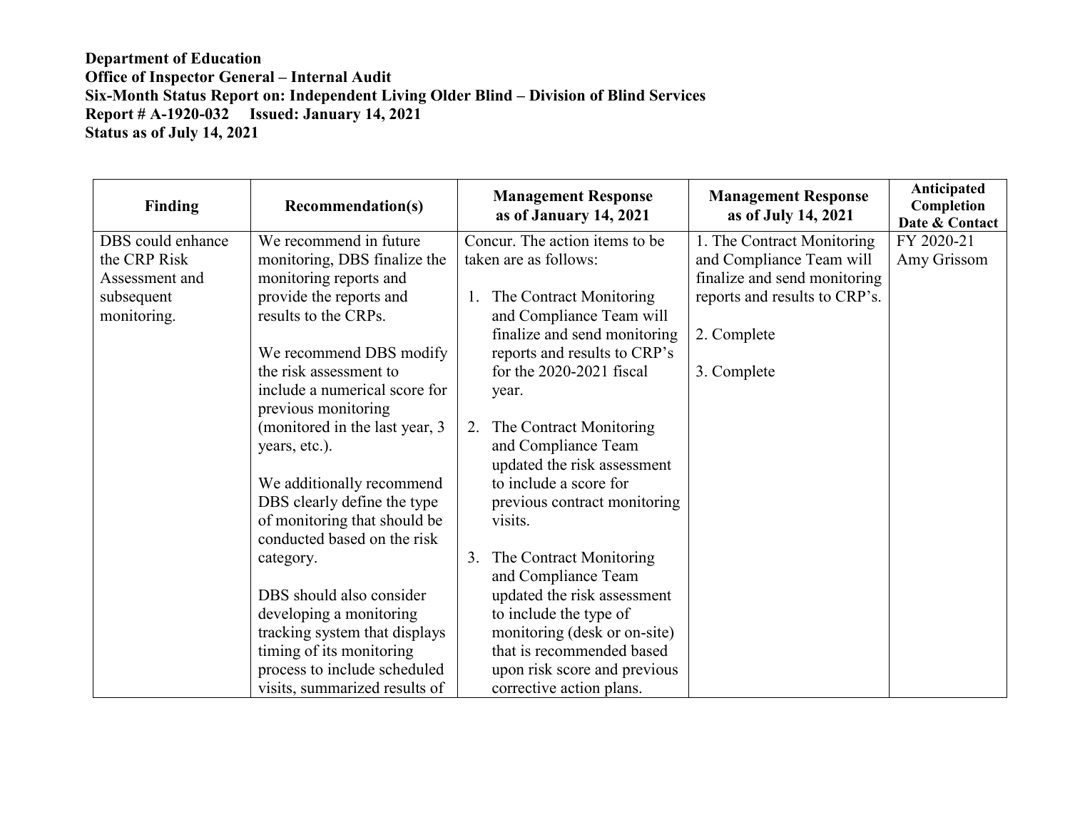**Department of Education**
**Office of Inspector General – Internal Audit**
**Six-Month Status Report on: Independent Living Older Blind – Division of Blind Services**
**Report # A-1920-032 Issued: January 14, 2021**
**Status as of July 14, 2021**

| Finding | Recommendation(s) | Management Response as of January 14, 2021 | Management Response as of July 14, 2021 | Anticipated Completion Date & Contact |
|---|---|---|---|---|
| DBS could enhance the CRP Risk Assessment and subsequent monitoring. | We recommend in future monitoring, DBS finalize the monitoring reports and provide the reports and results to the CRPs.<br><br>We recommend DBS modify the risk assessment to include a numerical score for previous monitoring (monitored in the last year, 3 years, etc.).<br><br>We additionally recommend DBS clearly define the type of monitoring that should be conducted based on the risk category.<br><br>DBS should also consider developing a monitoring tracking system that displays timing of its monitoring process to include scheduled visits, summarized results of | Concur. The action items to be taken are as follows:<br><br>1. The Contract Monitoring and Compliance Team will finalize and send monitoring reports and results to CRP's for the 2020-2021 fiscal year.<br><br>2. The Contract Monitoring and Compliance Team updated the risk assessment to include a score for previous contract monitoring visits.<br><br>3. The Contract Monitoring and Compliance Team updated the risk assessment to include the type of monitoring (desk or on-site) that is recommended based upon risk score and previous corrective action plans. | 1. The Contract Monitoring and Compliance Team will finalize and send monitoring reports and results to CRP's.<br><br>2. Complete<br><br>3. Complete | FY 2020-21<br>Amy Grissom |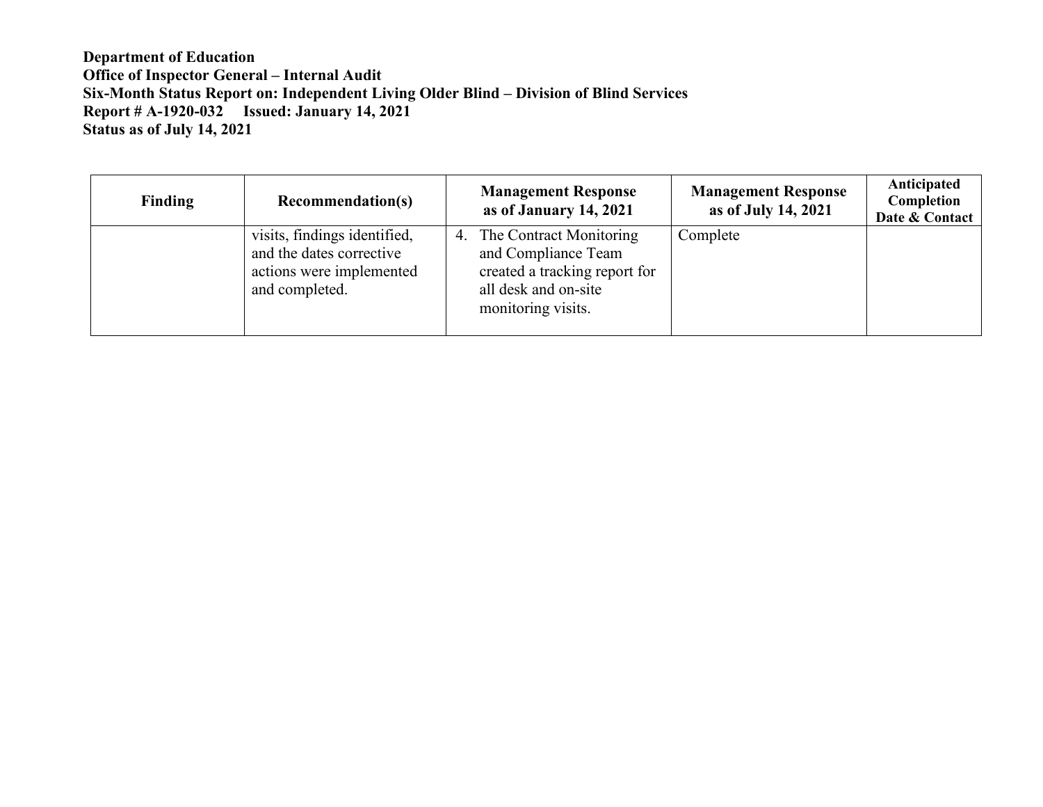**Department of Education**
**Office of Inspector General – Internal Audit**
**Six-Month Status Report on: Independent Living Older Blind – Division of Blind Services**
**Report # A-1920-032 Issued: January 14, 2021**
**Status as of July 14, 2021**

| Finding | Recommendation(s) | Management Response as of January 14, 2021 | Management Response as of July 14, 2021 | Anticipated Completion Date & Contact |
|---|---|---|---|---|
| | visits, findings identified, and the dates corrective actions were implemented and completed. | 4. The Contract Monitoring and Compliance Team created a tracking report for all desk and on-site monitoring visits. | Complete | |